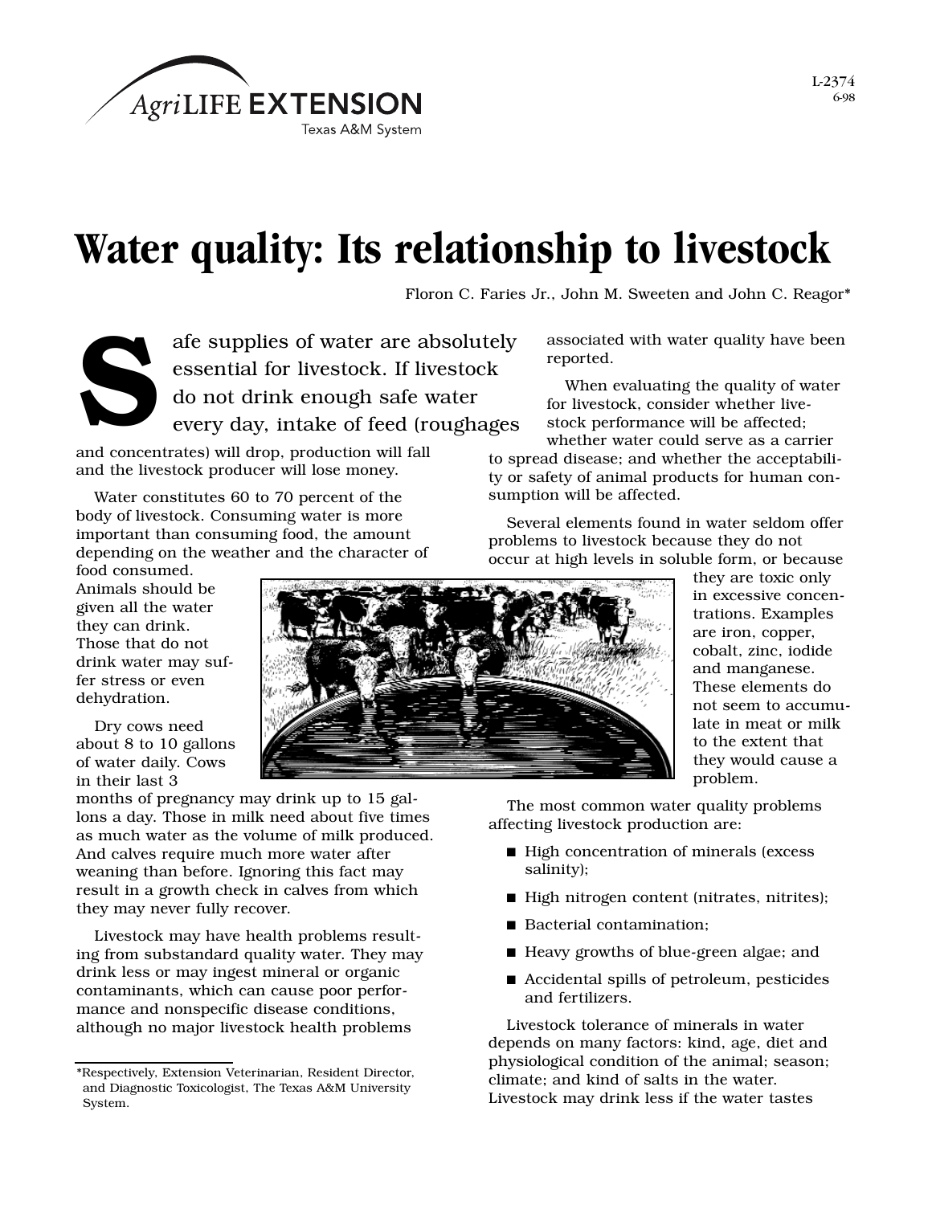AgriLIFE EXTENSION
Texas A&M System

L-2374
6-98

# Water quality: Its relationship to livestock

Floron C. Faries Jr., John M. Sweeten and John C. Reagor*

Safe supplies of water are absolutely essential for livestock. If livestock do not drink enough safe water every day, intake of feed (roughages and concentrates) will drop, production will fall and the livestock producer will lose money.

Water constitutes 60 to 70 percent of the body of livestock. Consuming water is more important than consuming food, the amount depending on the weather and the character of food consumed. Animals should be given all the water they can drink. Those that do not drink water may suffer stress or even dehydration.

Dry cows need about 8 to 10 gallons of water daily. Cows in their last 3 months of pregnancy may drink up to 15 gallons a day. Those in milk need about five times as much water as the volume of milk produced. And calves require much more water after weaning than before. Ignoring this fact may result in a growth check in calves from which they may never fully recover.

Livestock may have health problems resulting from substandard quality water. They may drink less or may ingest mineral or organic contaminants, which can cause poor performance and nonspecific disease conditions, although no major livestock health problems associated with water quality have been reported.

When evaluating the quality of water for livestock, consider whether livestock performance will be affected; whether water could serve as a carrier to spread disease; and whether the acceptability or safety of animal products for human consumption will be affected.

Several elements found in water seldom offer problems to livestock because they do not occur at high levels in soluble form, or because they are toxic only in excessive concentrations. Examples are iron, copper, cobalt, zinc, iodide and manganese. These elements do not seem to accumulate in meat or milk to the extent that they would cause a problem.

The most common water quality problems affecting livestock production are:

- High concentration of minerals (excess salinity);
- High nitrogen content (nitrates, nitrites);
- Bacterial contamination;
- Heavy growths of blue-green algae; and
- Accidental spills of petroleum, pesticides and fertilizers.

Livestock tolerance of minerals in water depends on many factors: kind, age, diet and physiological condition of the animal; season; climate; and kind of salts in the water. Livestock may drink less if the water tastes

*Respectively, Extension Veterinarian, Resident Director, and Diagnostic Toxicologist, The Texas A&M University System.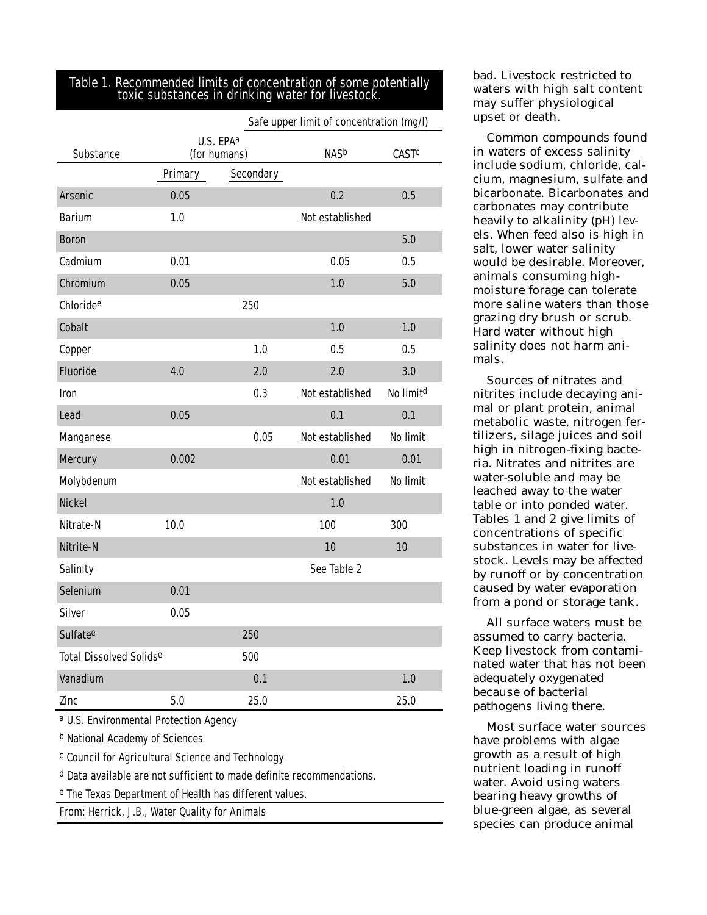**Table 1. Recommended limits of concentration of some potentially toxic substances in drinking water for livestock.**

| Substance | U.S. EPA[a] (for humans) | | NAS[b] | CAST[c] |
|---|---|---|---|---|
| | Safe upper limit of concentration (mg/l) | | | |
| | Primary | Secondary | | |
| Arsenic | 0.05 | | 0.2 | 0.5 |
| Barium | 1.0 | | Not established | |
| Boron | | | | 5.0 |
| Cadmium | 0.01 | | 0.05 | 0.5 |
| Chromium | 0.05 | | 1.0 | 5.0 |
| Chloride[e] | | 250 | | |
| Cobalt | | | 1.0 | 1.0 |
| Copper | | 1.0 | 0.5 | 0.5 |
| Fluoride | 4.0 | 2.0 | 2.0 | 3.0 |
| Iron | | 0.3 | Not established | No limit[d] |
| Lead | 0.05 | | 0.1 | 0.1 |
| Manganese | | 0.05 | Not established | No limit |
| Mercury | 0.002 | | 0.01 | 0.01 |
| Molybdenum | | | Not established | No limit |
| Nickel | | | 1.0 | |
| Nitrate-N | 10.0 | | 100 | 300 |
| Nitrite-N | | | 10 | 10 |
| Salinity | | | See Table 2 | |
| Selenium | 0.01 | | | |
| Silver | 0.05 | | | |
| Sulfate[e] | | 250 | | |
| Total Dissolved Solids[e] | | 500 | | |
| Vanadium | | 0.1 | | 1.0 |
| Zinc | 5.0 | 25.0 | | 25.0 |

[a] U.S. Environmental Protection Agency

[b] National Academy of Sciences

[c] Council for Agricultural Science and Technology

[d] Data available are not sufficient to made definite recommendations.

[e] The Texas Department of Health has different values.

From: Herrick, J.B., Water Quality for Animals

bad. Livestock restricted to waters with high salt content may suffer physiological upset or death.

Common compounds found in waters of excess salinity include sodium, chloride, calcium, magnesium, sulfate and bicarbonate. Bicarbonates and carbonates may contribute heavily to alkalinity (pH) levels. When feed also is high in salt, lower water salinity would be desirable. Moreover, animals consuming high-moisture forage can tolerate more saline waters than those grazing dry brush or scrub. Hard water without high salinity does not harm animals.

Sources of nitrates and nitrites include decaying animal or plant protein, animal metabolic waste, nitrogen fertilizers, silage juices and soil high in nitrogen-fixing bacteria. Nitrates and nitrites are water-soluble and may be leached away to the water table or into ponded water. Tables 1 and 2 give limits of concentrations of specific substances in water for livestock. Levels may be affected by runoff or by concentration caused by water evaporation from a pond or storage tank.

All surface waters must be assumed to carry bacteria. Keep livestock from contaminated water that has not been adequately oxygenated because of bacterial pathogens living there.

Most surface water sources have problems with algae growth as a result of high nutrient loading in runoff water. Avoid using waters bearing heavy growths of blue-green algae, as several species can produce animal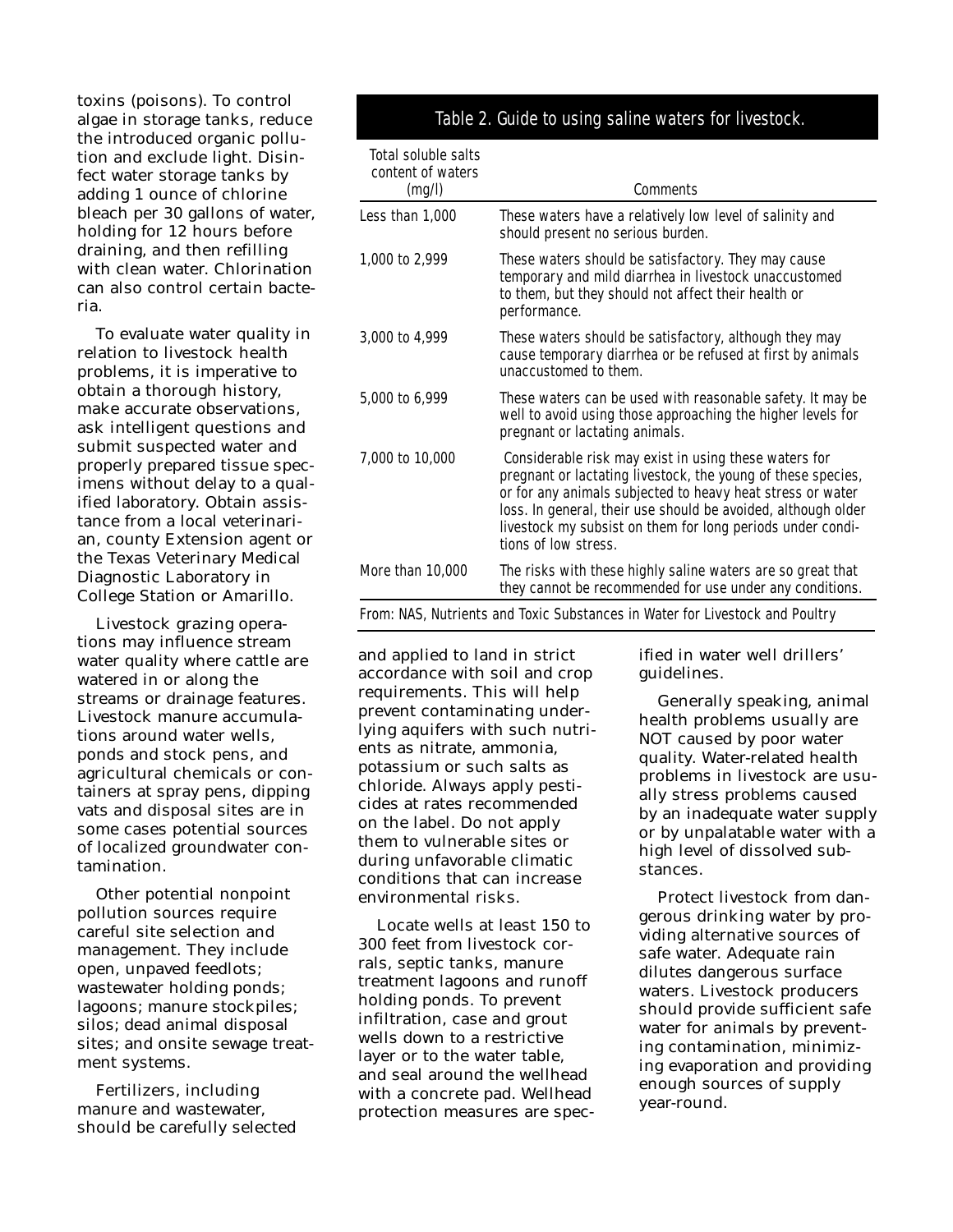toxins (poisons). To control algae in storage tanks, reduce the introduced organic pollution and exclude light. Disinfect water storage tanks by adding 1 ounce of chlorine bleach per 30 gallons of water, holding for 12 hours before draining, and then refilling with clean water. Chlorination can also control certain bacteria.

To evaluate water quality in relation to livestock health problems, it is imperative to obtain a thorough history, make accurate observations, ask intelligent questions and submit suspected water and properly prepared tissue specimens without delay to a qualified laboratory. Obtain assistance from a local veterinarian, county Extension agent or the Texas Veterinary Medical Diagnostic Laboratory in College Station or Amarillo.

Livestock grazing operations may influence stream water quality where cattle are watered in or along the streams or drainage features. Livestock manure accumulations around water wells, ponds and stock pens, and agricultural chemicals or containers at spray pens, dipping vats and disposal sites are in some cases potential sources of localized groundwater contamination.

Other potential nonpoint pollution sources require careful site selection and management. They include open, unpaved feedlots; wastewater holding ponds; lagoons; manure stockpiles; silos; dead animal disposal sites; and onsite sewage treatment systems.

Fertilizers, including manure and wastewater, should be carefully selected and applied to land in strict accordance with soil and crop requirements. This will help prevent contaminating underlying aquifers with such nutrients as nitrate, ammonia, potassium or such salts as chloride. Always apply pesticides at rates recommended on the label. Do not apply them to vulnerable sites or during unfavorable climatic conditions that can increase environmental risks.

Locate wells at least 150 to 300 feet from livestock corrals, septic tanks, manure treatment lagoons and runoff holding ponds. To prevent infiltration, case and grout wells down to a restrictive layer or to the water table, and seal around the wellhead with a concrete pad. Wellhead protection measures are specified in water well drillers' guidelines.

Generally speaking, animal health problems usually are NOT caused by poor water quality. Water-related health problems in livestock are usually stress problems caused by an inadequate water supply or by unpalatable water with a high level of dissolved substances.

Protect livestock from dangerous drinking water by providing alternative sources of safe water. Adequate rain dilutes dangerous surface waters. Livestock producers should provide sufficient safe water for animals by preventing contamination, minimizing evaporation and providing enough sources of supply year-round.

**Table 2. Guide to using saline waters for livestock.**

| Total soluble salts content of waters (mg/l) | Comments |
|---|---|
| Less than 1,000 | These waters have a relatively low level of salinity and should present no serious burden. |
| 1,000 to 2,999 | These waters should be satisfactory. They may cause temporary and mild diarrhea in livestock unaccustomed to them, but they should not affect their health or performance. |
| 3,000 to 4,999 | These waters should be satisfactory, although they may cause temporary diarrhea or be refused at first by animals unaccustomed to them. |
| 5,000 to 6,999 | These waters can be used with reasonable safety. It may be well to avoid using those approaching the higher levels for pregnant or lactating animals. |
| 7,000 to 10,000 | Considerable risk may exist in using these waters for pregnant or lactating livestock, the young of these species, or for any animals subjected to heavy heat stress or water loss. In general, their use should be avoided, although older livestock my subsist on them for long periods under conditions of low stress. |
| More than 10,000 | The risks with these highly saline waters are so great that they cannot be recommended for use under any conditions. |

From: NAS, Nutrients and Toxic Substances in Water for Livestock and Poultry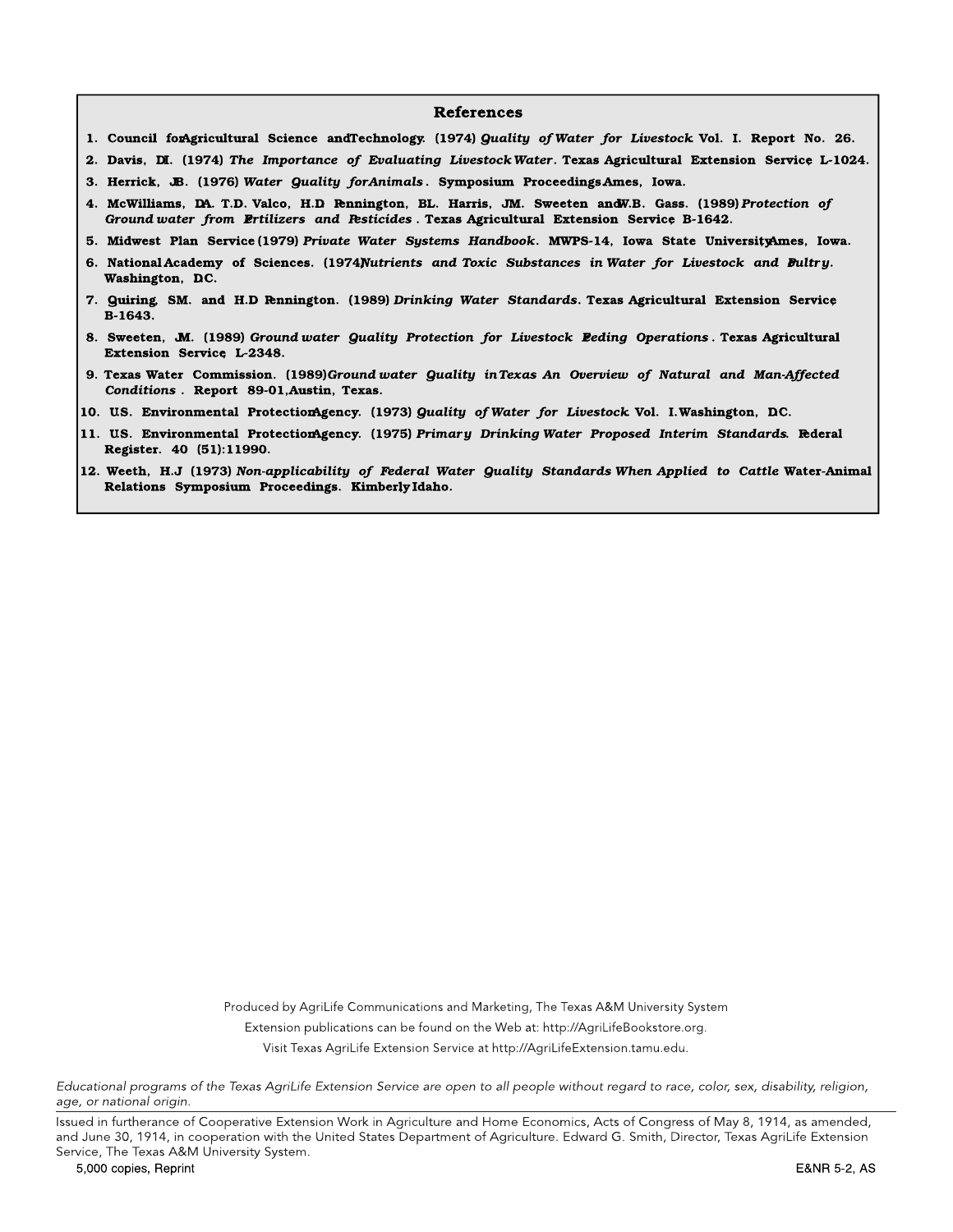## References

1. Council for Agricultural Science and Technology. (1974) *Quality of Water for Livestock.* Vol. I. Report No. 26.
2. Davis, D.I. (1974) *The Importance of Evaluating Livestock Water*. Texas Agricultural Extension Service, L-1024.
3. Herrick, J.B. (1976) *Water Quality for Animals*. Symposium Proceedings, Ames, Iowa.
4. McWilliams, D.A. T.D. Valco, H.D. Pennington, B.L. Harris, J.M. Sweeten and W.B. Gass. (1989) *Protection of Ground water from Fertilizers and Pesticides*. Texas Agricultural Extension Service, B-1642.
5. Midwest Plan Service (1979) *Private Water Systems Handbook*. MWPS-14, Iowa State University, Ames, Iowa.
6. National Academy of Sciences. (1974) *Nutrients and Toxic Substances in Water for Livestock and Poultry*. Washington, D.C.
7. Quiring, S.M. and H.D. Pennington. (1989) *Drinking Water Standards*. Texas Agricultural Extension Service, B-1643.
8. Sweeten, J.M. (1989) *Ground water Quality Protection for Livestock Feeding Operations*. Texas Agricultural Extension Service, L-2348.
9. Texas Water Commission. (1989) *Ground water Quality in Texas An Overview of Natural and Man-Affected Conditions*. Report 89-01, Austin, Texas.
10. U.S. Environmental Protection Agency. (1973) *Quality of Water for Livestock.* Vol. I. Washington, D.C.
11. U.S. Environmental Protection Agency. (1975) *Primary Drinking Water Proposed Interim Standards*. Federal Register. 40 (51):11990.
12. Weeth, H.J (1973) *Non-applicability of Federal Water Quality Standards When Applied to Cattle* Water-Animal Relations Symposium Proceedings. Kimberly, Idaho.

Produced by AgriLife Communications and Marketing, The Texas A&M University System

Extension publications can be found on the Web at: http://AgriLifeBookstore.org.

Visit Texas AgriLife Extension Service at http://AgriLifeExtension.tamu.edu.

*Educational programs of the Texas AgriLife Extension Service are open to all people without regard to race, color, sex, disability, religion, age, or national origin.*

Issued in furtherance of Cooperative Extension Work in Agriculture and Home Economics, Acts of Congress of May 8, 1914, as amended, and June 30, 1914, in cooperation with the United States Department of Agriculture. Edward G. Smith, Director, Texas AgriLife Extension Service, The Texas A&M University System.

5,000 copies, Reprint

E&NR 5-2, AS